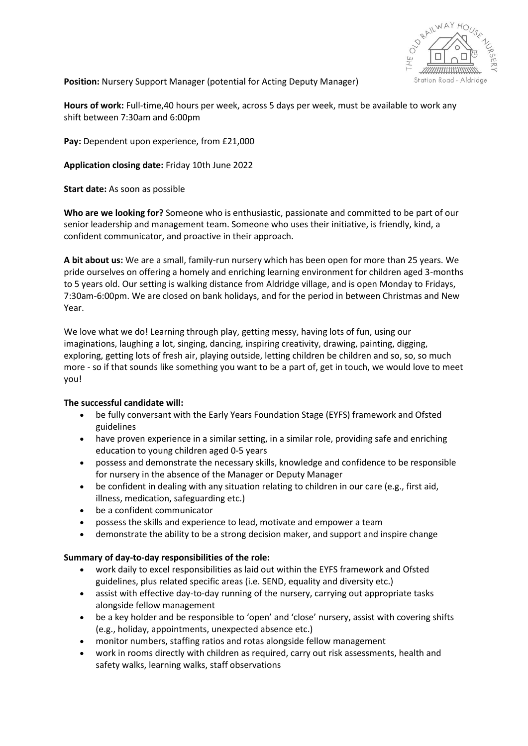**Position:** Nursery Support Manager (potential for Acting Deputy Manager)

**Hours of work:** Full-time,40 hours per week, across 5 days per week, must be available to work any shift between 7:30am and 6:00pm

**Pay:** Dependent upon experience, from £21,000

**Application closing date:** Friday 10th June 2022

**Start date:** As soon as possible

**Who are we looking for?** Someone who is enthusiastic, passionate and committed to be part of our senior leadership and management team. Someone who uses their initiative, is friendly, kind, a confident communicator, and proactive in their approach.

**A bit about us:** We are a small, family-run nursery which has been open for more than 25 years. We pride ourselves on offering a homely and enriching learning environment for children aged 3-months to 5 years old. Our setting is walking distance from Aldridge village, and is open Monday to Fridays, 7:30am-6:00pm. We are closed on bank holidays, and for the period in between Christmas and New Year.

We love what we do! Learning through play, getting messy, having lots of fun, using our imaginations, laughing a lot, singing, dancing, inspiring creativity, drawing, painting, digging, exploring, getting lots of fresh air, playing outside, letting children be children and so, so, so much more - so if that sounds like something you want to be a part of, get in touch, we would love to meet you!

**The successful candidate will:**

- be fully conversant with the Early Years Foundation Stage (EYFS) framework and Ofsted guidelines
- have proven experience in a similar setting, in a similar role, providing safe and enriching education to young children aged 0-5 years
- possess and demonstrate the necessary skills, knowledge and confidence to be responsible for nursery in the absence of the Manager or Deputy Manager
- be confident in dealing with any situation relating to children in our care (e.g., first aid, illness, medication, safeguarding etc.)
- be a confident communicator
- possess the skills and experience to lead, motivate and empower a team
- demonstrate the ability to be a strong decision maker, and support and inspire change

**Summary of day-to-day responsibilities of the role:**

- work daily to excel responsibilities as laid out within the EYFS framework and Ofsted guidelines, plus related specific areas (i.e. SEND, equality and diversity etc.)
- assist with effective day-to-day running of the nursery, carrying out appropriate tasks alongside fellow management
- be a key holder and be responsible to 'open' and 'close' nursery, assist with covering shifts (e.g., holiday, appointments, unexpected absence etc.)
- monitor numbers, staffing ratios and rotas alongside fellow management
- work in rooms directly with children as required, carry out risk assessments, health and safety walks, learning walks, staff observations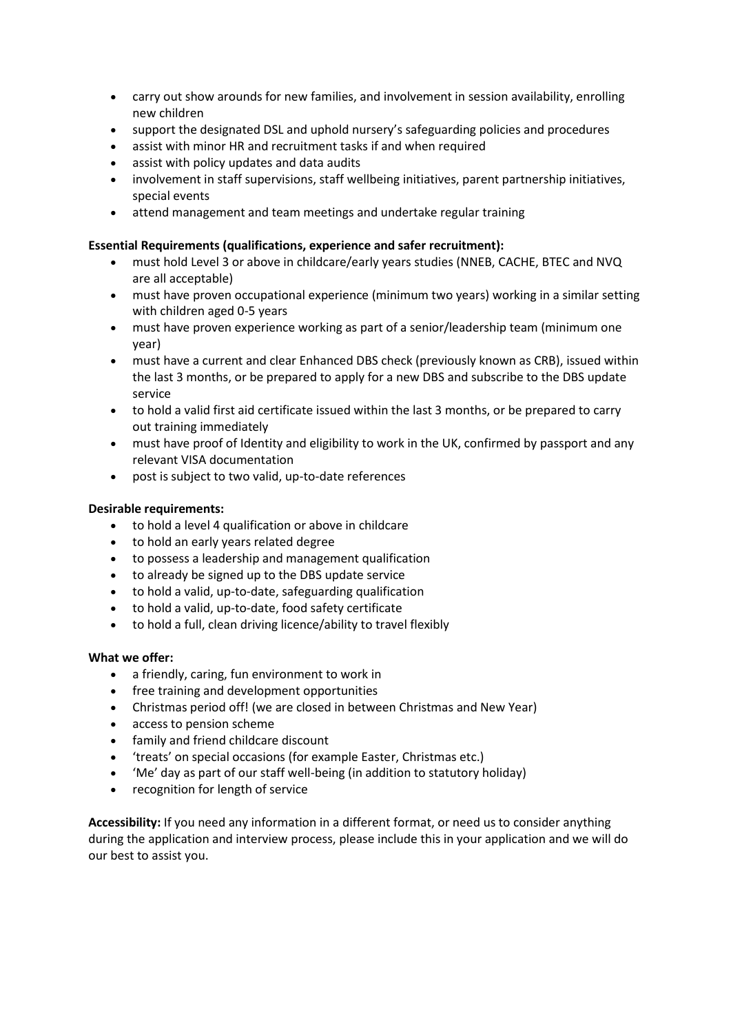- carry out show arounds for new families, and involvement in session availability, enrolling new children
- support the designated DSL and uphold nursery's safeguarding policies and procedures
- assist with minor HR and recruitment tasks if and when required
- assist with policy updates and data audits
- involvement in staff supervisions, staff wellbeing initiatives, parent partnership initiatives, special events
- attend management and team meetings and undertake regular training

**Essential Requirements (qualifications, experience and safer recruitment):**

- must hold Level 3 or above in childcare/early years studies (NNEB, CACHE, BTEC and NVQ are all acceptable)
- must have proven occupational experience (minimum two years) working in a similar setting with children aged 0-5 years
- must have proven experience working as part of a senior/leadership team (minimum one year)
- must have a current and clear Enhanced DBS check (previously known as CRB), issued within the last 3 months, or be prepared to apply for a new DBS and subscribe to the DBS update service
- to hold a valid first aid certificate issued within the last 3 months, or be prepared to carry out training immediately
- must have proof of Identity and eligibility to work in the UK, confirmed by passport and any relevant VISA documentation
- post is subject to two valid, up-to-date references

**Desirable requirements:**

- to hold a level 4 qualification or above in childcare
- to hold an early years related degree
- to possess a leadership and management qualification
- to already be signed up to the DBS update service
- to hold a valid, up-to-date, safeguarding qualification
- to hold a valid, up-to-date, food safety certificate
- to hold a full, clean driving licence/ability to travel flexibly

**What we offer:**

- a friendly, caring, fun environment to work in
- free training and development opportunities
- Christmas period off! (we are closed in between Christmas and New Year)
- access to pension scheme
- family and friend childcare discount
- 'treats' on special occasions (for example Easter, Christmas etc.)
- 'Me' day as part of our staff well-being (in addition to statutory holiday)
- recognition for length of service

**Accessibility:** If you need any information in a different format, or need us to consider anything during the application and interview process, please include this in your application and we will do our best to assist you.